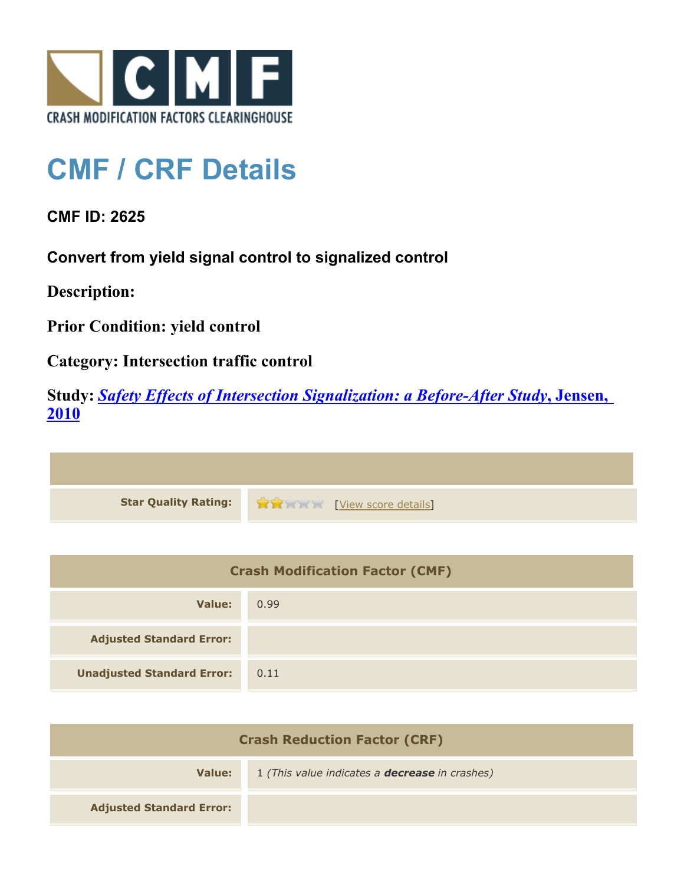CRASH MODIFICATION FACTORS CLEARINGHOUSE

# CMF / CRF Details

### CMF ID: 2625

### Convert from yield signal control to signalized control

**Description:**

**Prior Condition: yield control**

**Category: Intersection traffic control**

**Study:** ***Safety Effects of Intersection Signalization: a Before-After Study*, Jensen, 2010**

| | |
|---|---|
| **Star Quality Rating:** | [View score details] |

| Crash Modification Factor (CMF) | |
|---|---|
| **Value:** | 0.99 |
| **Adjusted Standard Error:** | |
| **Unadjusted Standard Error:** | 0.11 |

| Crash Reduction Factor (CRF) | |
|---|---|
| **Value:** | 1 *(This value indicates a **decrease** in crashes)* |
| **Adjusted Standard Error:** | |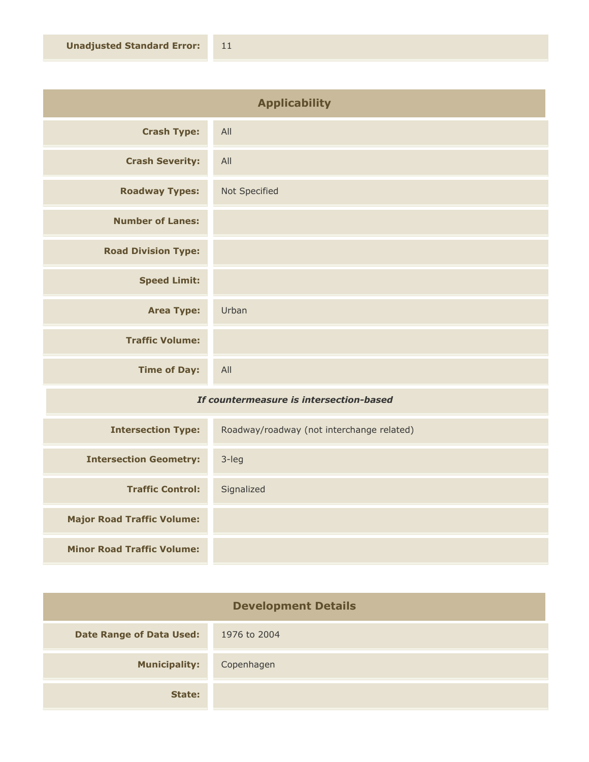| | |
|---|---|
| **Unadjusted Standard Error:** | 11 |

## Applicability

| | |
|---|---|
| **Crash Type:** | All |
| **Crash Severity:** | All |
| **Roadway Types:** | Not Specified |
| **Number of Lanes:** | |
| **Road Division Type:** | |
| **Speed Limit:** | |
| **Area Type:** | Urban |
| **Traffic Volume:** | |
| **Time of Day:** | All |

***If countermeasure is intersection-based***

| | |
|---|---|
| **Intersection Type:** | Roadway/roadway (not interchange related) |
| **Intersection Geometry:** | 3-leg |
| **Traffic Control:** | Signalized |
| **Major Road Traffic Volume:** | |
| **Minor Road Traffic Volume:** | |

## Development Details

| | |
|---|---|
| **Date Range of Data Used:** | 1976 to 2004 |
| **Municipality:** | Copenhagen |
| **State:** | |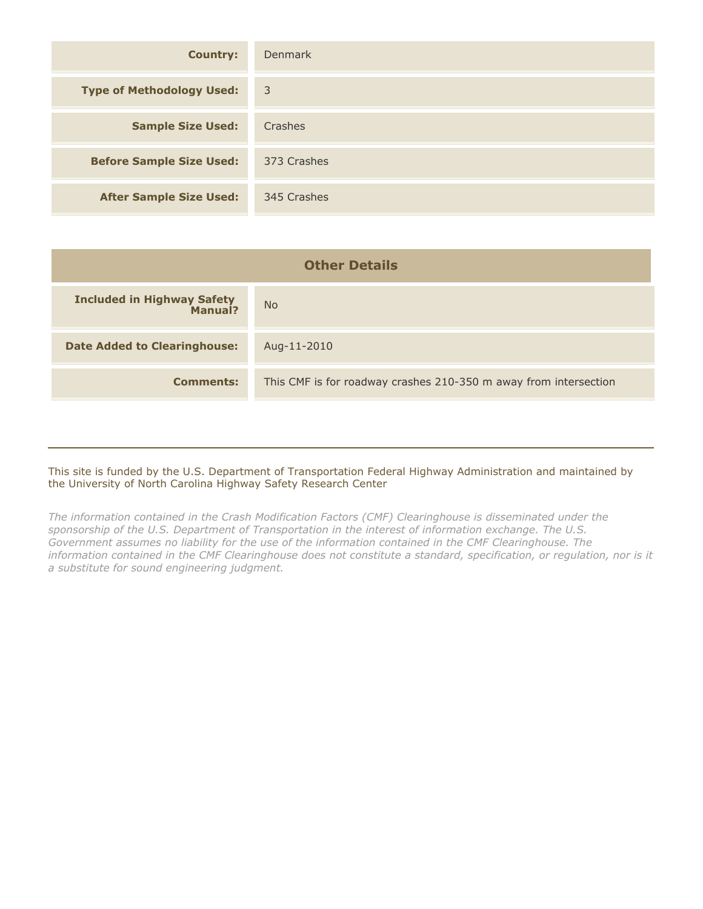| | |
|---|---|
| **Country:** | Denmark |
| **Type of Methodology Used:** | 3 |
| **Sample Size Used:** | Crashes |
| **Before Sample Size Used:** | 373 Crashes |
| **After Sample Size Used:** | 345 Crashes |

## Other Details

| | |
|---|---|
| **Included in Highway Safety Manual?** | No |
| **Date Added to Clearinghouse:** | Aug-11-2010 |
| **Comments:** | This CMF is for roadway crashes 210-350 m away from intersection |

---

This site is funded by the U.S. Department of Transportation Federal Highway Administration and maintained by the University of North Carolina Highway Safety Research Center

*The information contained in the Crash Modification Factors (CMF) Clearinghouse is disseminated under the sponsorship of the U.S. Department of Transportation in the interest of information exchange. The U.S. Government assumes no liability for the use of the information contained in the CMF Clearinghouse. The information contained in the CMF Clearinghouse does not constitute a standard, specification, or regulation, nor is it a substitute for sound engineering judgment.*